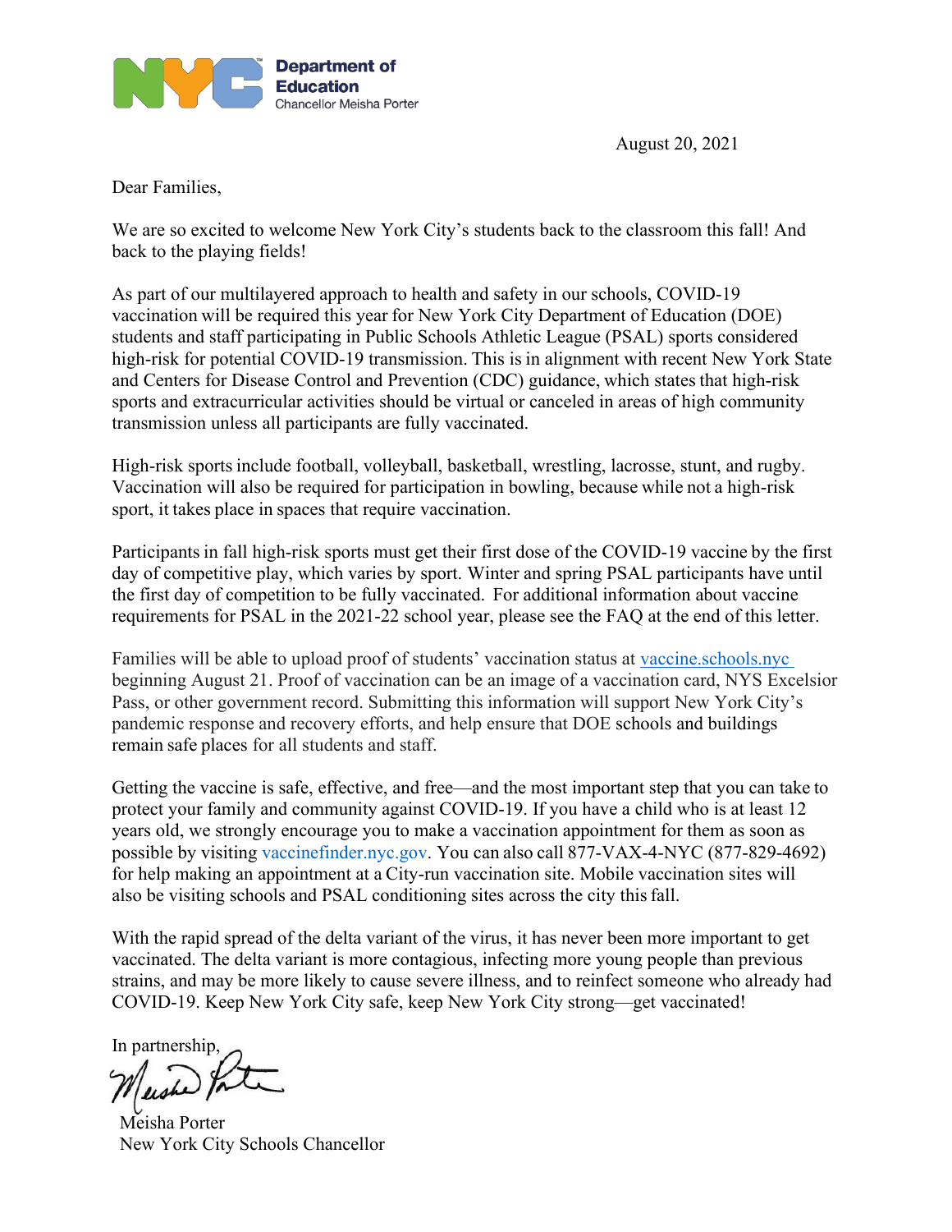**Department of Education**
Chancellor Meisha Porter

August 20, 2021

Dear Families,

We are so excited to welcome New York City's students back to the classroom this fall! And back to the playing fields!

As part of our multilayered approach to health and safety in our schools, COVID-19 vaccination will be required this year for New York City Department of Education (DOE) students and staff participating in Public Schools Athletic League (PSAL) sports considered high-risk for potential COVID-19 transmission. This is in alignment with recent New York State and Centers for Disease Control and Prevention (CDC) guidance, which states that high-risk sports and extracurricular activities should be virtual or canceled in areas of high community transmission unless all participants are fully vaccinated.

High-risk sports include football, volleyball, basketball, wrestling, lacrosse, stunt, and rugby. Vaccination will also be required for participation in bowling, because while not a high-risk sport, it takes place in spaces that require vaccination.

Participants in fall high-risk sports must get their first dose of the COVID-19 vaccine by the first day of competitive play, which varies by sport. Winter and spring PSAL participants have until the first day of competition to be fully vaccinated. For additional information about vaccine requirements for PSAL in the 2021-22 school year, please see the FAQ at the end of this letter.

Families will be able to upload proof of students' vaccination status at [vaccine.schools.nyc](vaccine.schools.nyc) beginning August 21. Proof of vaccination can be an image of a vaccination card, NYS Excelsior Pass, or other government record. Submitting this information will support New York City's pandemic response and recovery efforts, and help ensure that DOE schools and buildings remain safe places for all students and staff.

Getting the vaccine is safe, effective, and free—and the most important step that you can take to protect your family and community against COVID-19. If you have a child who is at least 12 years old, we strongly encourage you to make a vaccination appointment for them as soon as possible by visiting vaccinefinder.nyc.gov. You can also call 877-VAX-4-NYC (877-829-4692) for help making an appointment at a City-run vaccination site. Mobile vaccination sites will also be visiting schools and PSAL conditioning sites across the city this fall.

With the rapid spread of the delta variant of the virus, it has never been more important to get vaccinated. The delta variant is more contagious, infecting more young people than previous strains, and may be more likely to cause severe illness, and to reinfect someone who already had COVID-19. Keep New York City safe, keep New York City strong—get vaccinated!

In partnership,

Meisha Porter
New York City Schools Chancellor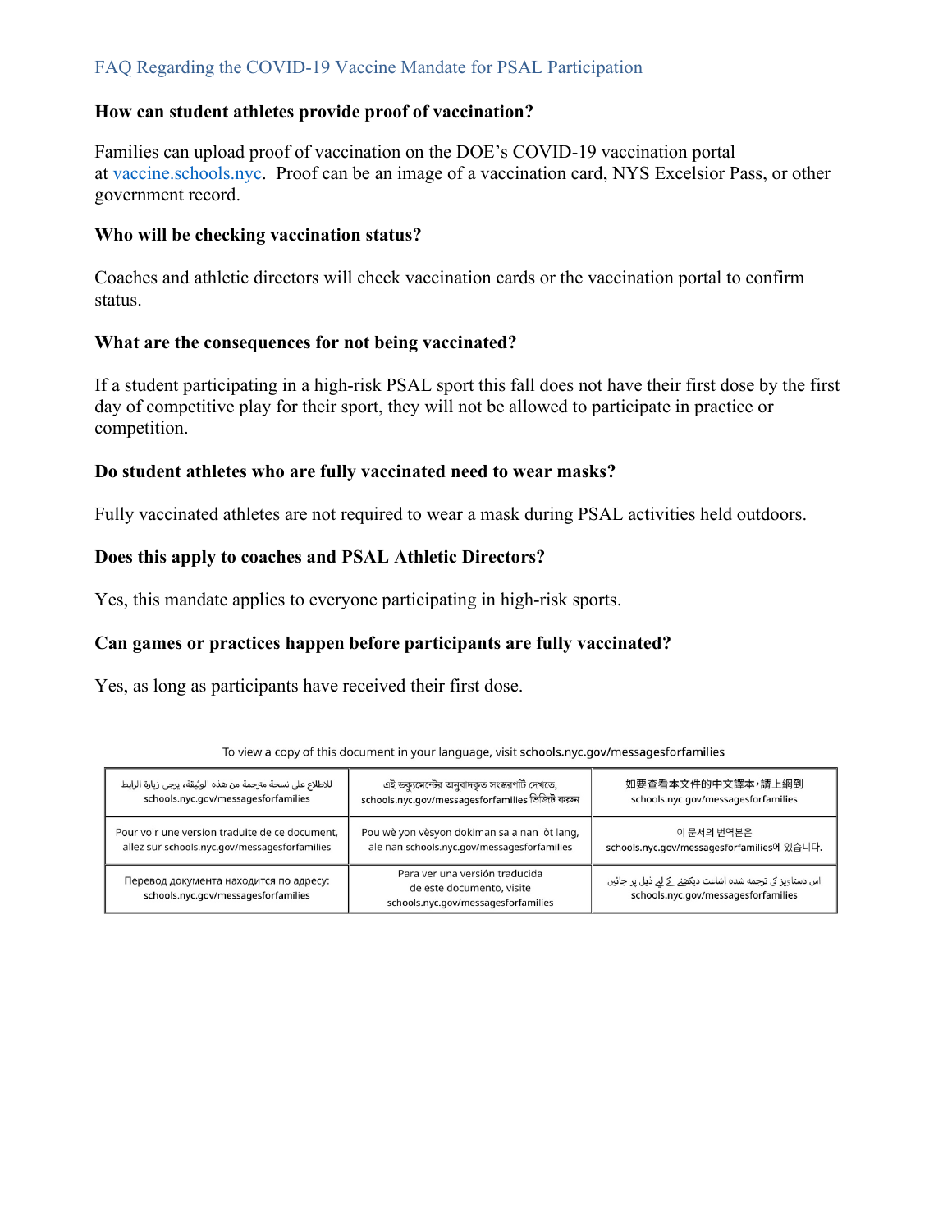## FAQ Regarding the COVID-19 Vaccine Mandate for PSAL Participation

**How can student athletes provide proof of vaccination?**

Families can upload proof of vaccination on the DOE's COVID-19 vaccination portal at vaccine.schools.nyc. Proof can be an image of a vaccination card, NYS Excelsior Pass, or other government record.

**Who will be checking vaccination status?**

Coaches and athletic directors will check vaccination cards or the vaccination portal to confirm status.

**What are the consequences for not being vaccinated?**

If a student participating in a high-risk PSAL sport this fall does not have their first dose by the first day of competitive play for their sport, they will not be allowed to participate in practice or competition.

**Do student athletes who are fully vaccinated need to wear masks?**

Fully vaccinated athletes are not required to wear a mask during PSAL activities held outdoors.

**Does this apply to coaches and PSAL Athletic Directors?**

Yes, this mandate applies to everyone participating in high-risk sports.

**Can games or practices happen before participants are fully vaccinated?**

Yes, as long as participants have received their first dose.

To view a copy of this document in your language, visit schools.nyc.gov/messagesforfamilies

| | | |
|---|---|---|
| للاطلاع على نسخة مترجمة من هذه الوثيقة، يرجى زيارة الرابط schools.nyc.gov/messagesforfamilies | এই ডকুমেন্টের অনুবাদকৃত সংস্করণটি দেখতে, schools.nyc.gov/messagesforfamilies ভিজিট করুন | 如要查看本文件的中文譯本，請上網到 schools.nyc.gov/messagesforfamilies |
| Pour voir une version traduite de ce document, allez sur schools.nyc.gov/messagesforfamilies | Pou wè yon vèsyon dokiman sa a nan lòt lang, ale nan schools.nyc.gov/messagesforfamilies | 이 문서의 번역본은 schools.nyc.gov/messagesforfamilies에 있습니다. |
| Перевод документа находится по адресу: schools.nyc.gov/messagesforfamilies | Para ver una versión traducida de este documento, visite schools.nyc.gov/messagesforfamilies | اس دستاویز کی ترجمہ شدہ اشاعت دیکھنے کے لیے ذیل پر جائیں schools.nyc.gov/messagesforfamilies |